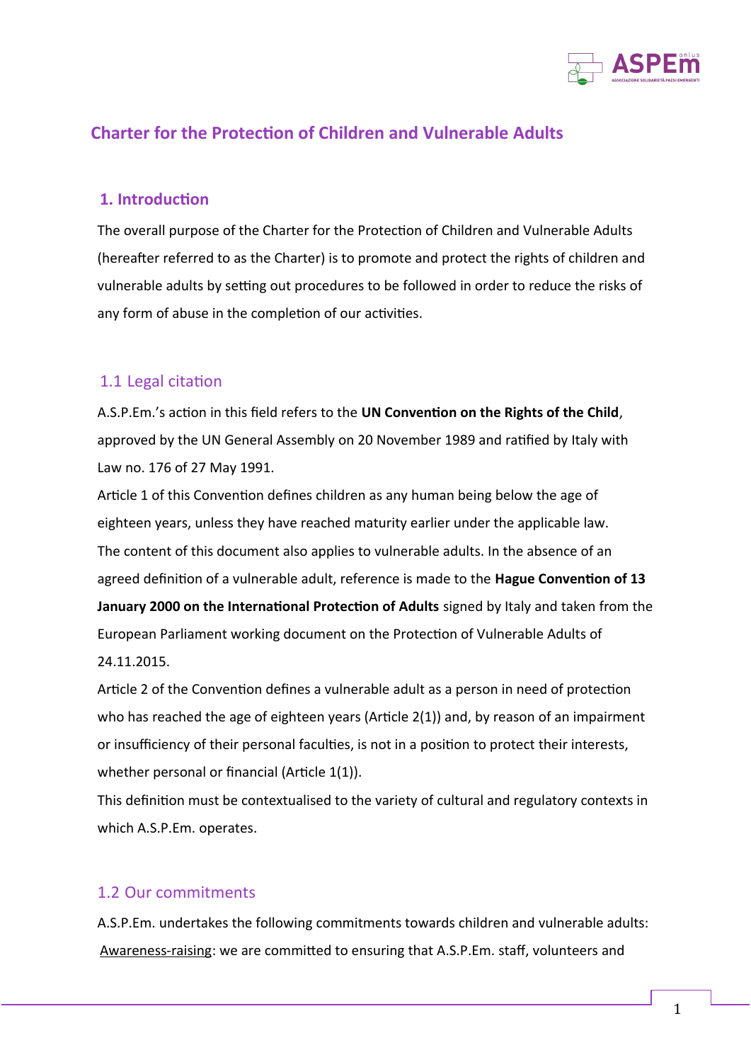# Charter for the Protection of Children and Vulnerable Adults

## 1. Introduction

The overall purpose of the Charter for the Protection of Children and Vulnerable Adults (hereafter referred to as the Charter) is to promote and protect the rights of children and vulnerable adults by setting out procedures to be followed in order to reduce the risks of any form of abuse in the completion of our activities.

### 1.1 Legal citation

A.S.P.Em.'s action in this field refers to the **UN Convention on the Rights of the Child**, approved by the UN General Assembly on 20 November 1989 and ratified by Italy with Law no. 176 of 27 May 1991.

Article 1 of this Convention defines children as any human being below the age of eighteen years, unless they have reached maturity earlier under the applicable law.

The content of this document also applies to vulnerable adults. In the absence of an agreed definition of a vulnerable adult, reference is made to the **Hague Convention of 13 January 2000 on the International Protection of Adults** signed by Italy and taken from the European Parliament working document on the Protection of Vulnerable Adults of 24.11.2015.

Article 2 of the Convention defines a vulnerable adult as a person in need of protection who has reached the age of eighteen years (Article 2(1)) and, by reason of an impairment or insufficiency of their personal faculties, is not in a position to protect their interests, whether personal or financial (Article 1(1)).

This definition must be contextualised to the variety of cultural and regulatory contexts in which A.S.P.Em. operates.

### 1.2 Our commitments

A.S.P.Em. undertakes the following commitments towards children and vulnerable adults:

Awareness-raising: we are committed to ensuring that A.S.P.Em. staff, volunteers and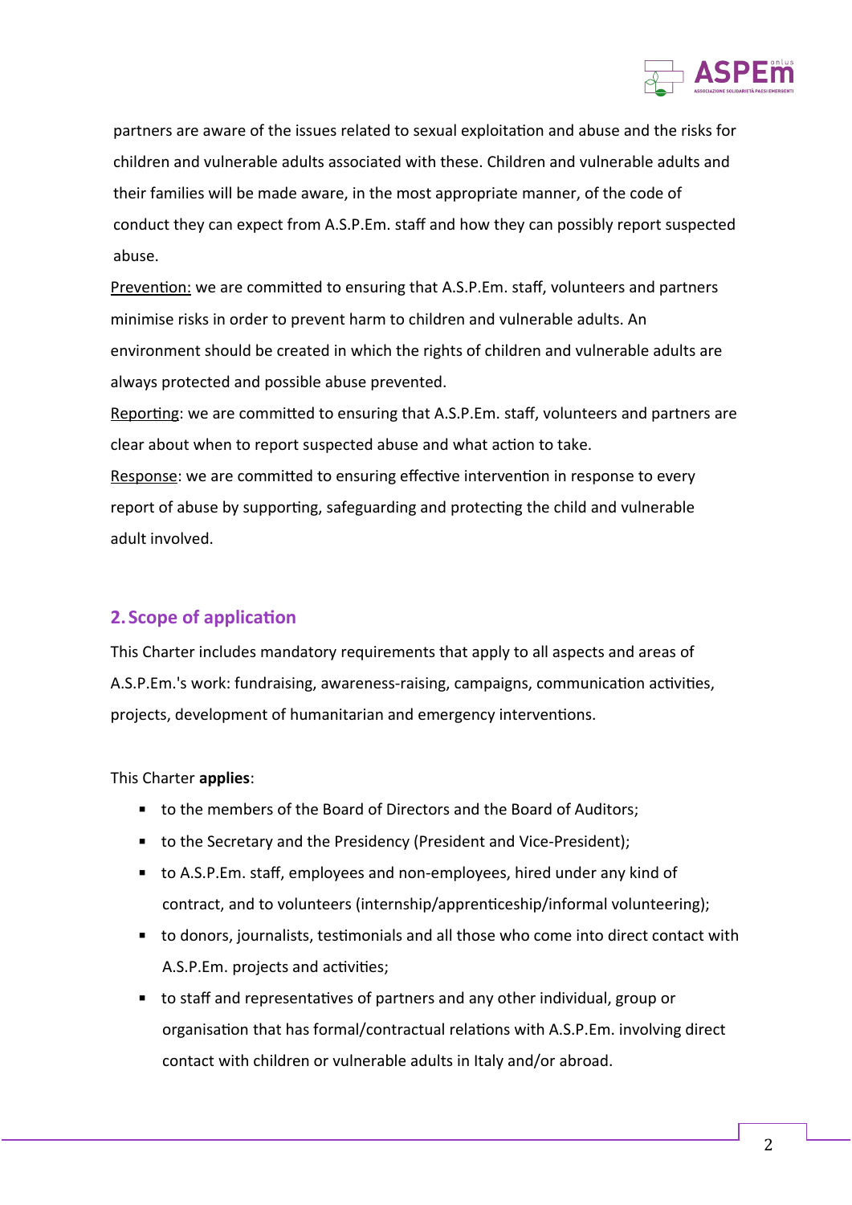partners are aware of the issues related to sexual exploitation and abuse and the risks for children and vulnerable adults associated with these. Children and vulnerable adults and their families will be made aware, in the most appropriate manner, of the code of conduct they can expect from A.S.P.Em. staff and how they can possibly report suspected abuse.

Prevention: we are committed to ensuring that A.S.P.Em. staff, volunteers and partners minimise risks in order to prevent harm to children and vulnerable adults. An environment should be created in which the rights of children and vulnerable adults are always protected and possible abuse prevented.

Reporting: we are committed to ensuring that A.S.P.Em. staff, volunteers and partners are clear about when to report suspected abuse and what action to take.

Response: we are committed to ensuring effective intervention in response to every report of abuse by supporting, safeguarding and protecting the child and vulnerable adult involved.

## 2. Scope of application

This Charter includes mandatory requirements that apply to all aspects and areas of A.S.P.Em.'s work: fundraising, awareness-raising, campaigns, communication activities, projects, development of humanitarian and emergency interventions.

This Charter **applies**:

- to the members of the Board of Directors and the Board of Auditors;
- to the Secretary and the Presidency (President and Vice-President);
- to A.S.P.Em. staff, employees and non-employees, hired under any kind of contract, and to volunteers (internship/apprenticeship/informal volunteering);
- to donors, journalists, testimonials and all those who come into direct contact with A.S.P.Em. projects and activities;
- to staff and representatives of partners and any other individual, group or organisation that has formal/contractual relations with A.S.P.Em. involving direct contact with children or vulnerable adults in Italy and/or abroad.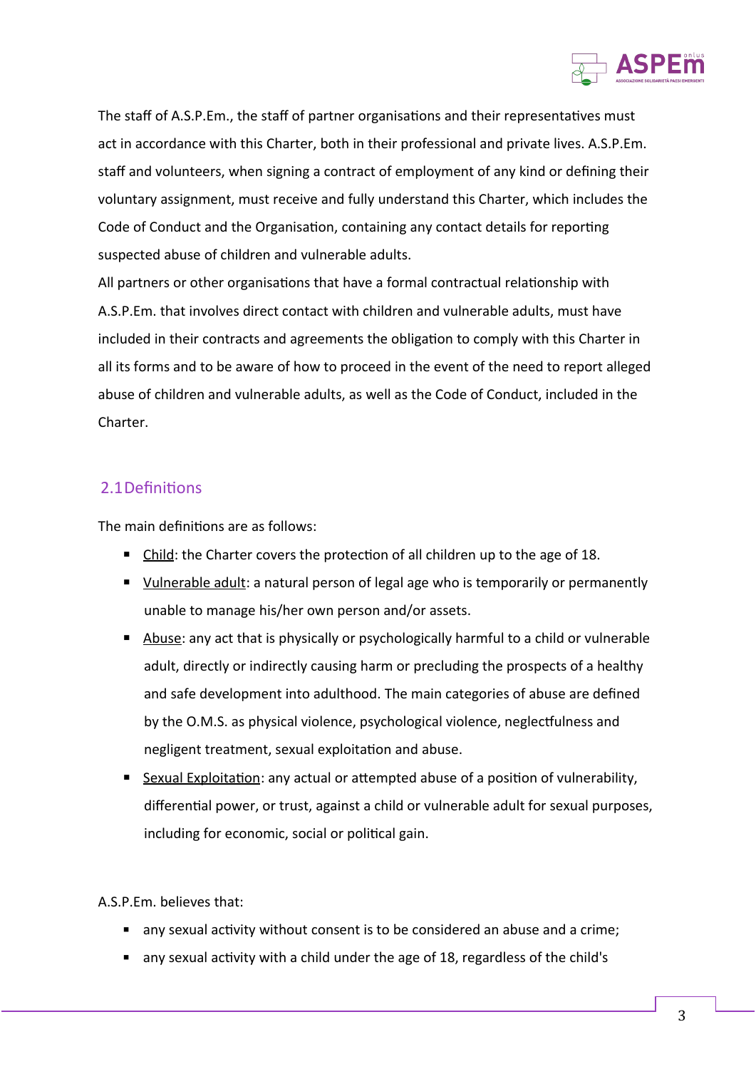The staff of A.S.P.Em., the staff of partner organisations and their representatives must act in accordance with this Charter, both in their professional and private lives. A.S.P.Em. staff and volunteers, when signing a contract of employment of any kind or defining their voluntary assignment, must receive and fully understand this Charter, which includes the Code of Conduct and the Organisation, containing any contact details for reporting suspected abuse of children and vulnerable adults.

All partners or other organisations that have a formal contractual relationship with A.S.P.Em. that involves direct contact with children and vulnerable adults, must have included in their contracts and agreements the obligation to comply with this Charter in all its forms and to be aware of how to proceed in the event of the need to report alleged abuse of children and vulnerable adults, as well as the Code of Conduct, included in the Charter.

## 2.1 Definitions

The main definitions are as follows:

- Child: the Charter covers the protection of all children up to the age of 18.
- Vulnerable adult: a natural person of legal age who is temporarily or permanently unable to manage his/her own person and/or assets.
- Abuse: any act that is physically or psychologically harmful to a child or vulnerable adult, directly or indirectly causing harm or precluding the prospects of a healthy and safe development into adulthood. The main categories of abuse are defined by the O.M.S. as physical violence, psychological violence, neglectfulness and negligent treatment, sexual exploitation and abuse.
- Sexual Exploitation: any actual or attempted abuse of a position of vulnerability, differential power, or trust, against a child or vulnerable adult for sexual purposes, including for economic, social or political gain.

A.S.P.Em. believes that:

- any sexual activity without consent is to be considered an abuse and a crime;
- any sexual activity with a child under the age of 18, regardless of the child's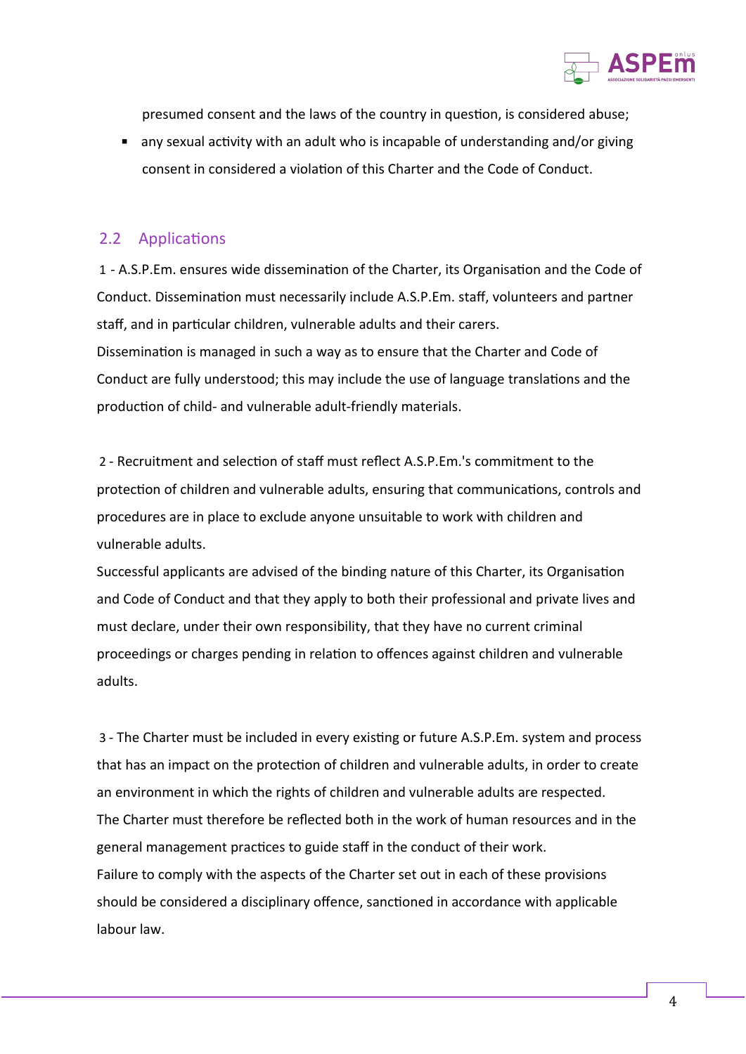presumed consent and the laws of the country in question, is considered abuse;

- any sexual activity with an adult who is incapable of understanding and/or giving consent in considered a violation of this Charter and the Code of Conduct.

## 2.2 Applications

1 - A.S.P.Em. ensures wide dissemination of the Charter, its Organisation and the Code of Conduct. Dissemination must necessarily include A.S.P.Em. staff, volunteers and partner staff, and in particular children, vulnerable adults and their carers.
Dissemination is managed in such a way as to ensure that the Charter and Code of Conduct are fully understood; this may include the use of language translations and the production of child- and vulnerable adult-friendly materials.

2 - Recruitment and selection of staff must reflect A.S.P.Em.'s commitment to the protection of children and vulnerable adults, ensuring that communications, controls and procedures are in place to exclude anyone unsuitable to work with children and vulnerable adults.
Successful applicants are advised of the binding nature of this Charter, its Organisation and Code of Conduct and that they apply to both their professional and private lives and must declare, under their own responsibility, that they have no current criminal proceedings or charges pending in relation to offences against children and vulnerable adults.

3 - The Charter must be included in every existing or future A.S.P.Em. system and process that has an impact on the protection of children and vulnerable adults, in order to create an environment in which the rights of children and vulnerable adults are respected.
The Charter must therefore be reflected both in the work of human resources and in the general management practices to guide staff in the conduct of their work.
Failure to comply with the aspects of the Charter set out in each of these provisions should be considered a disciplinary offence, sanctioned in accordance with applicable labour law.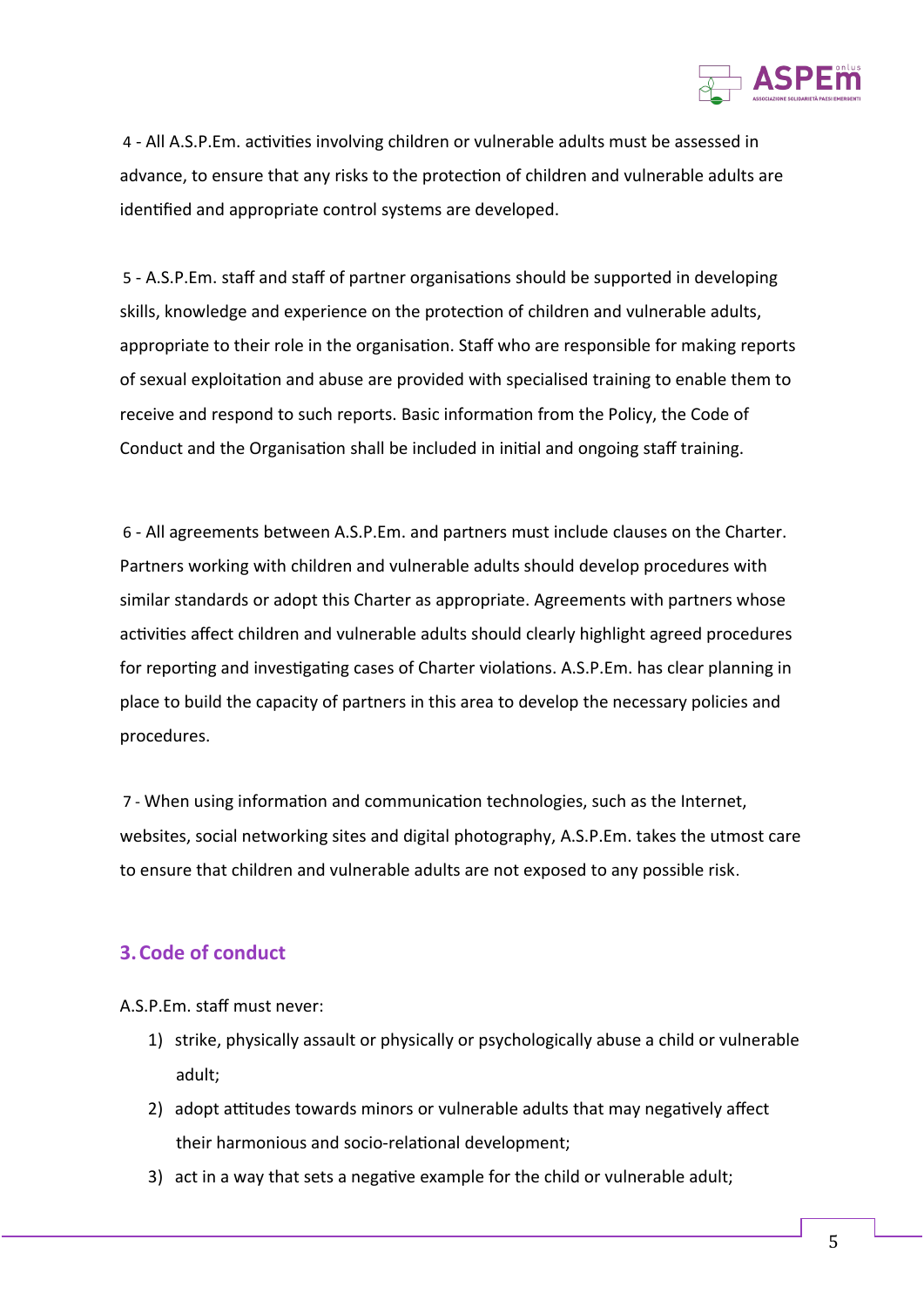4 - All A.S.P.Em. activities involving children or vulnerable adults must be assessed in advance, to ensure that any risks to the protection of children and vulnerable adults are identified and appropriate control systems are developed.

5 - A.S.P.Em. staff and staff of partner organisations should be supported in developing skills, knowledge and experience on the protection of children and vulnerable adults, appropriate to their role in the organisation. Staff who are responsible for making reports of sexual exploitation and abuse are provided with specialised training to enable them to receive and respond to such reports. Basic information from the Policy, the Code of Conduct and the Organisation shall be included in initial and ongoing staff training.

6 - All agreements between A.S.P.Em. and partners must include clauses on the Charter. Partners working with children and vulnerable adults should develop procedures with similar standards or adopt this Charter as appropriate. Agreements with partners whose activities affect children and vulnerable adults should clearly highlight agreed procedures for reporting and investigating cases of Charter violations. A.S.P.Em. has clear planning in place to build the capacity of partners in this area to develop the necessary policies and procedures.

7 - When using information and communication technologies, such as the Internet, websites, social networking sites and digital photography, A.S.P.Em. takes the utmost care to ensure that children and vulnerable adults are not exposed to any possible risk.

## 3. Code of conduct

A.S.P.Em. staff must never:

1) strike, physically assault or physically or psychologically abuse a child or vulnerable adult;
2) adopt attitudes towards minors or vulnerable adults that may negatively affect their harmonious and socio-relational development;
3) act in a way that sets a negative example for the child or vulnerable adult;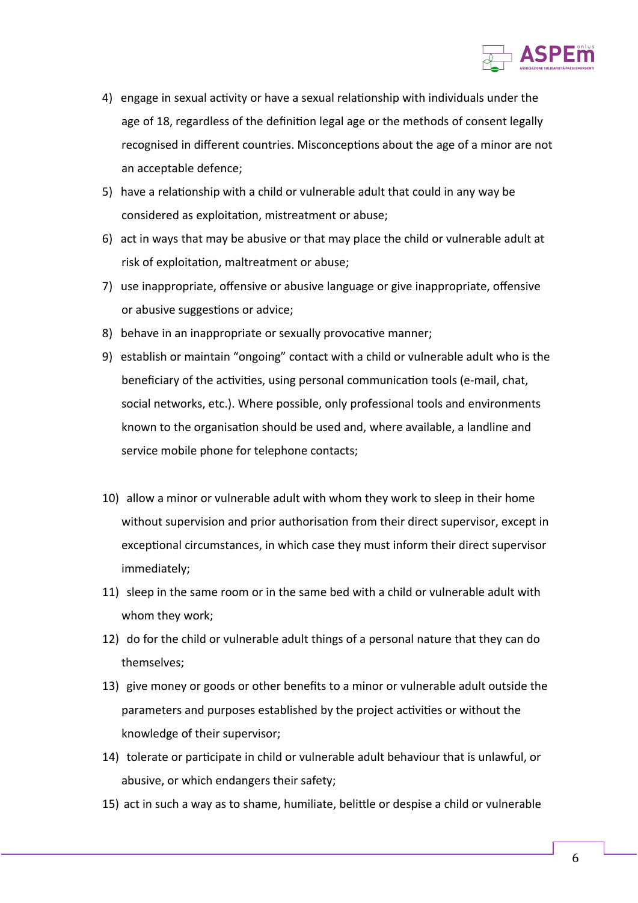4) engage in sexual activity or have a sexual relationship with individuals under the age of 18, regardless of the definition legal age or the methods of consent legally recognised in different countries. Misconceptions about the age of a minor are not an acceptable defence;
5) have a relationship with a child or vulnerable adult that could in any way be considered as exploitation, mistreatment or abuse;
6) act in ways that may be abusive or that may place the child or vulnerable adult at risk of exploitation, maltreatment or abuse;
7) use inappropriate, offensive or abusive language or give inappropriate, offensive or abusive suggestions or advice;
8) behave in an inappropriate or sexually provocative manner;
9) establish or maintain "ongoing" contact with a child or vulnerable adult who is the beneficiary of the activities, using personal communication tools (e-mail, chat, social networks, etc.). Where possible, only professional tools and environments known to the organisation should be used and, where available, a landline and service mobile phone for telephone contacts;
10) allow a minor or vulnerable adult with whom they work to sleep in their home without supervision and prior authorisation from their direct supervisor, except in exceptional circumstances, in which case they must inform their direct supervisor immediately;
11) sleep in the same room or in the same bed with a child or vulnerable adult with whom they work;
12) do for the child or vulnerable adult things of a personal nature that they can do themselves;
13) give money or goods or other benefits to a minor or vulnerable adult outside the parameters and purposes established by the project activities or without the knowledge of their supervisor;
14) tolerate or participate in child or vulnerable adult behaviour that is unlawful, or abusive, or which endangers their safety;
15) act in such a way as to shame, humiliate, belittle or despise a child or vulnerable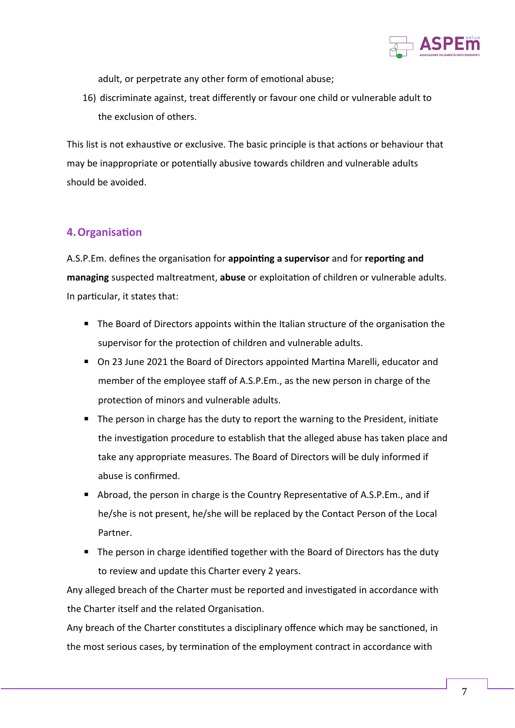adult, or perpetrate any other form of emotional abuse;

16) discriminate against, treat differently or favour one child or vulnerable adult to the exclusion of others.

This list is not exhaustive or exclusive. The basic principle is that actions or behaviour that may be inappropriate or potentially abusive towards children and vulnerable adults should be avoided.

## 4. Organisation

A.S.P.Em. defines the organisation for **appointing a supervisor** and for **reporting and managing** suspected maltreatment, **abuse** or exploitation of children or vulnerable adults. In particular, it states that:

- The Board of Directors appoints within the Italian structure of the organisation the supervisor for the protection of children and vulnerable adults.
- On 23 June 2021 the Board of Directors appointed Martina Marelli, educator and member of the employee staff of A.S.P.Em., as the new person in charge of the protection of minors and vulnerable adults.
- The person in charge has the duty to report the warning to the President, initiate the investigation procedure to establish that the alleged abuse has taken place and take any appropriate measures. The Board of Directors will be duly informed if abuse is confirmed.
- Abroad, the person in charge is the Country Representative of A.S.P.Em., and if he/she is not present, he/she will be replaced by the Contact Person of the Local Partner.
- The person in charge identified together with the Board of Directors has the duty to review and update this Charter every 2 years.

Any alleged breach of the Charter must be reported and investigated in accordance with the Charter itself and the related Organisation.

Any breach of the Charter constitutes a disciplinary offence which may be sanctioned, in the most serious cases, by termination of the employment contract in accordance with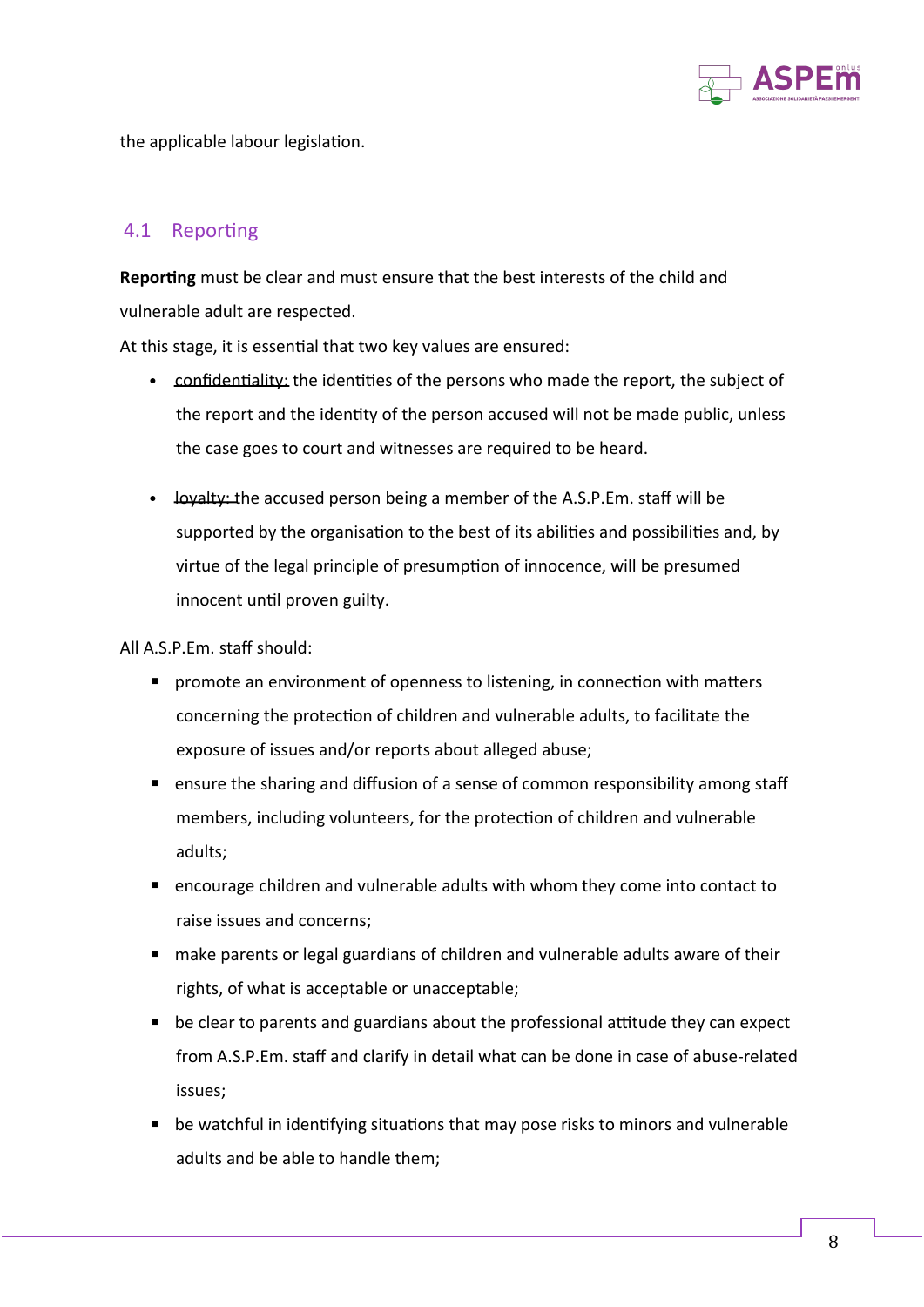the applicable labour legislation.

## 4.1 Reporting

**Reporting** must be clear and must ensure that the best interests of the child and vulnerable adult are respected.

At this stage, it is essential that two key values are ensured:

- confidentiality: the identities of the persons who made the report, the subject of the report and the identity of the person accused will not be made public, unless the case goes to court and witnesses are required to be heard.

- loyalty: the accused person being a member of the A.S.P.Em. staff will be supported by the organisation to the best of its abilities and possibilities and, by virtue of the legal principle of presumption of innocence, will be presumed innocent until proven guilty.

All A.S.P.Em. staff should:

- promote an environment of openness to listening, in connection with matters concerning the protection of children and vulnerable adults, to facilitate the exposure of issues and/or reports about alleged abuse;
- ensure the sharing and diffusion of a sense of common responsibility among staff members, including volunteers, for the protection of children and vulnerable adults;
- encourage children and vulnerable adults with whom they come into contact to raise issues and concerns;
- make parents or legal guardians of children and vulnerable adults aware of their rights, of what is acceptable or unacceptable;
- be clear to parents and guardians about the professional attitude they can expect from A.S.P.Em. staff and clarify in detail what can be done in case of abuse-related issues;
- be watchful in identifying situations that may pose risks to minors and vulnerable adults and be able to handle them;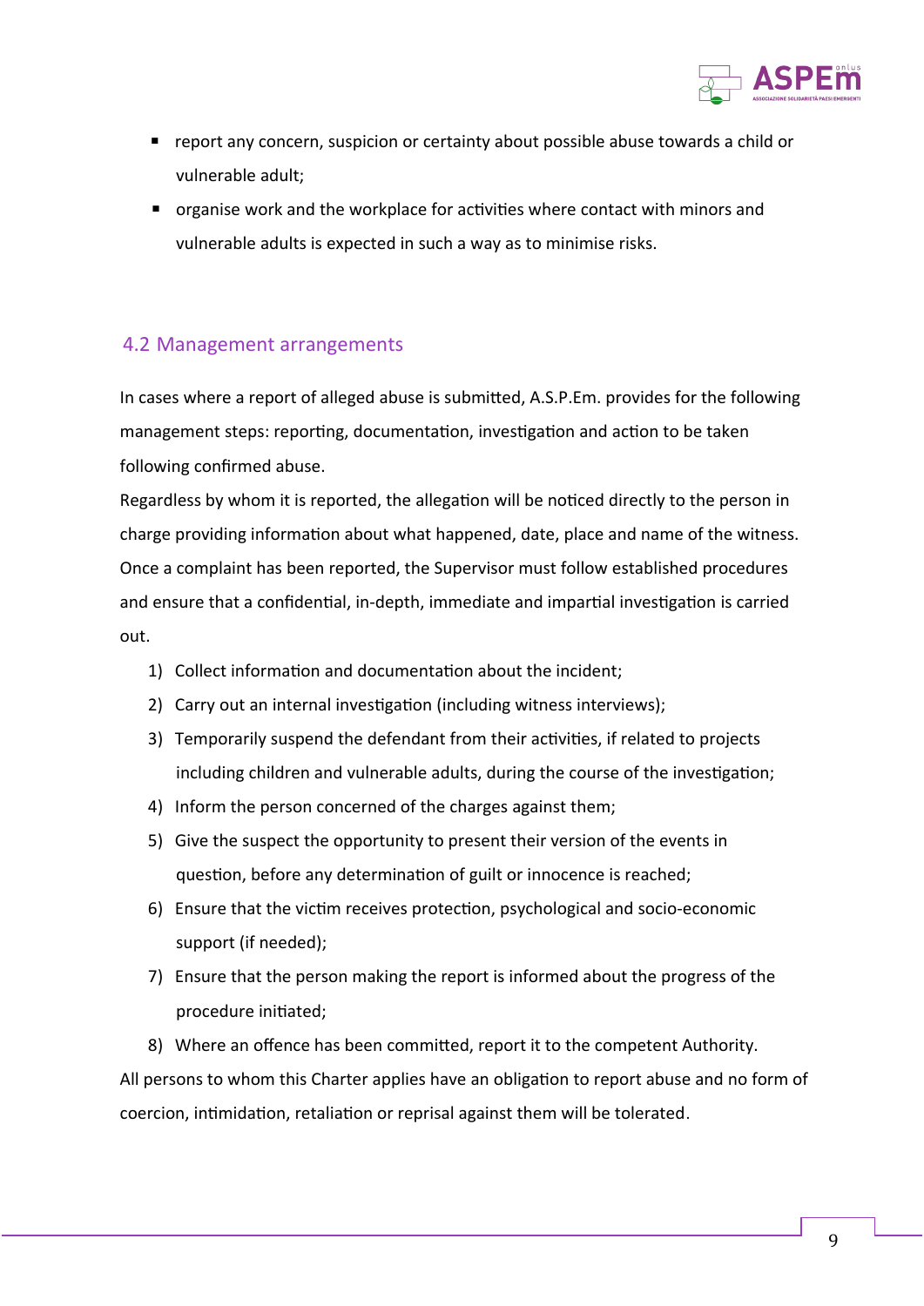- report any concern, suspicion or certainty about possible abuse towards a child or vulnerable adult;
- organise work and the workplace for activities where contact with minors and vulnerable adults is expected in such a way as to minimise risks.

## 4.2 Management arrangements

In cases where a report of alleged abuse is submitted, A.S.P.Em. provides for the following management steps: reporting, documentation, investigation and action to be taken following confirmed abuse.

Regardless by whom it is reported, the allegation will be noticed directly to the person in charge providing information about what happened, date, place and name of the witness. Once a complaint has been reported, the Supervisor must follow established procedures and ensure that a confidential, in-depth, immediate and impartial investigation is carried out.

1) Collect information and documentation about the incident;
2) Carry out an internal investigation (including witness interviews);
3) Temporarily suspend the defendant from their activities, if related to projects including children and vulnerable adults, during the course of the investigation;
4) Inform the person concerned of the charges against them;
5) Give the suspect the opportunity to present their version of the events in question, before any determination of guilt or innocence is reached;
6) Ensure that the victim receives protection, psychological and socio-economic support (if needed);
7) Ensure that the person making the report is informed about the progress of the procedure initiated;
8) Where an offence has been committed, report it to the competent Authority.

All persons to whom this Charter applies have an obligation to report abuse and no form of coercion, intimidation, retaliation or reprisal against them will be tolerated.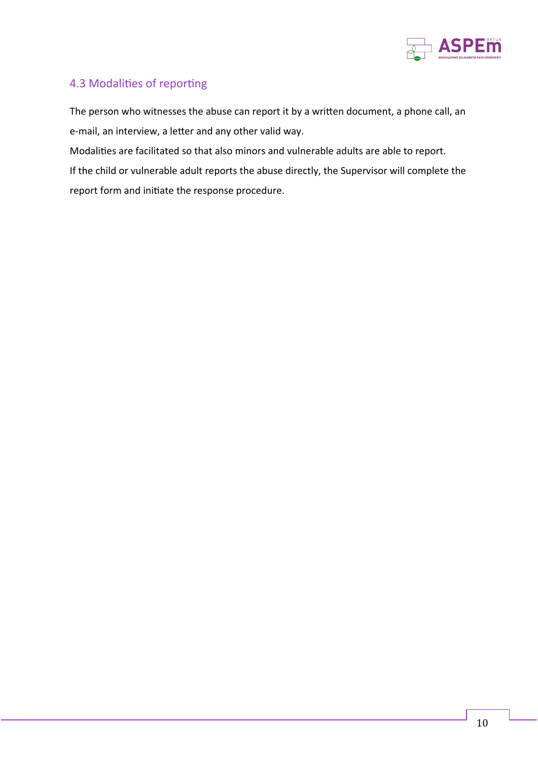### 4.3 Modalities of reporting

The person who witnesses the abuse can report it by a written document, a phone call, an e-mail, an interview, a letter and any other valid way.

Modalities are facilitated so that also minors and vulnerable adults are able to report.

If the child or vulnerable adult reports the abuse directly, the Supervisor will complete the report form and initiate the response procedure.